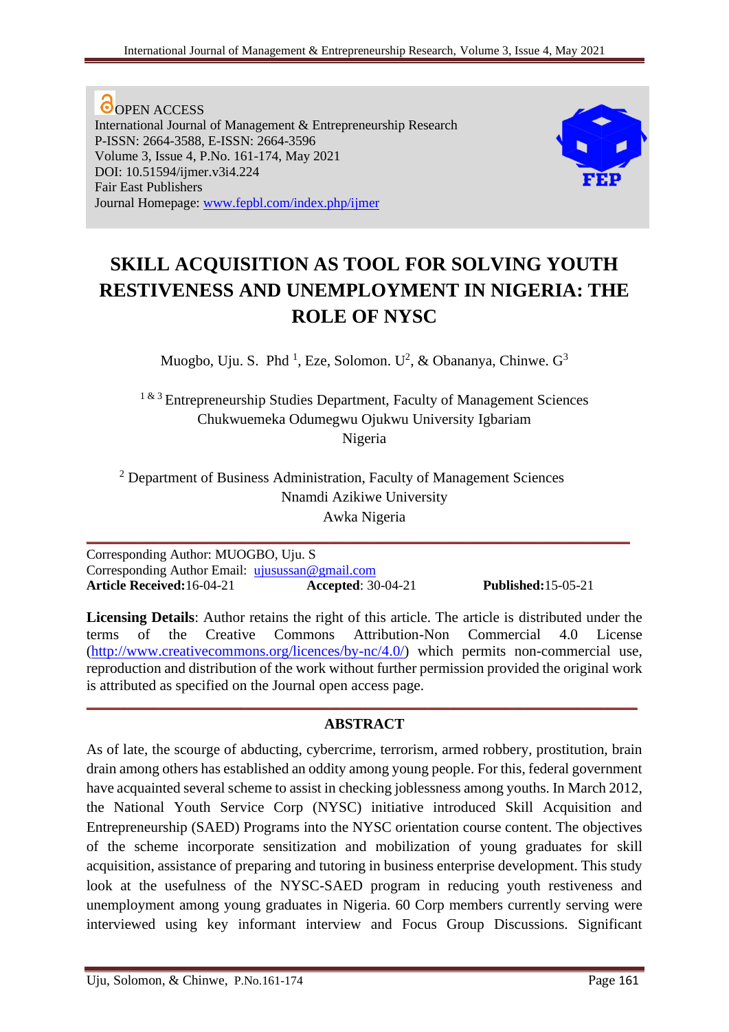OPEN ACCESS
International Journal of Management & Entrepreneurship Research
P-ISSN: 2664-3588, E-ISSN: 2664-3596
Volume 3, Issue 4, P.No. 161-174, May 2021
DOI: 10.51594/ijmer.v3i4.224
Fair East Publishers
Journal Homepage: www.fepbl.com/index.php/ijmer

# SKILL ACQUISITION AS TOOL FOR SOLVING YOUTH RESTIVENESS AND UNEMPLOYMENT IN NIGERIA: THE ROLE OF NYSC

Muogbo, Uju. S. Phd [1], Eze, Solomon. U[2], & Obananya, Chinwe. G[3]

[1 & 3] Entrepreneurship Studies Department, Faculty of Management Sciences
Chukwuemeka Odumegwu Ojukwu University Igbariam
Nigeria

[2] Department of Business Administration, Faculty of Management Sciences
Nnamdi Azikiwe University
Awka Nigeria

Corresponding Author: MUOGBO, Uju. S
Corresponding Author Email: ujusussan@gmail.com
**Article Received:** 16-04-21 **Accepted**: 30-04-21 **Published:** 15-05-21

**Licensing Details**: Author retains the right of this article. The article is distributed under the terms of the Creative Commons Attribution-Non Commercial 4.0 License (http://www.creativecommons.org/licences/by-nc/4.0/) which permits non-commercial use, reproduction and distribution of the work without further permission provided the original work is attributed as specified on the Journal open access page.

## ABSTRACT

As of late, the scourge of abducting, cybercrime, terrorism, armed robbery, prostitution, brain drain among others has established an oddity among young people. For this, federal government have acquainted several scheme to assist in checking joblessness among youths. In March 2012, the National Youth Service Corp (NYSC) initiative introduced Skill Acquisition and Entrepreneurship (SAED) Programs into the NYSC orientation course content. The objectives of the scheme incorporate sensitization and mobilization of young graduates for skill acquisition, assistance of preparing and tutoring in business enterprise development. This study look at the usefulness of the NYSC-SAED program in reducing youth restiveness and unemployment among young graduates in Nigeria. 60 Corp members currently serving were interviewed using key informant interview and Focus Group Discussions. Significant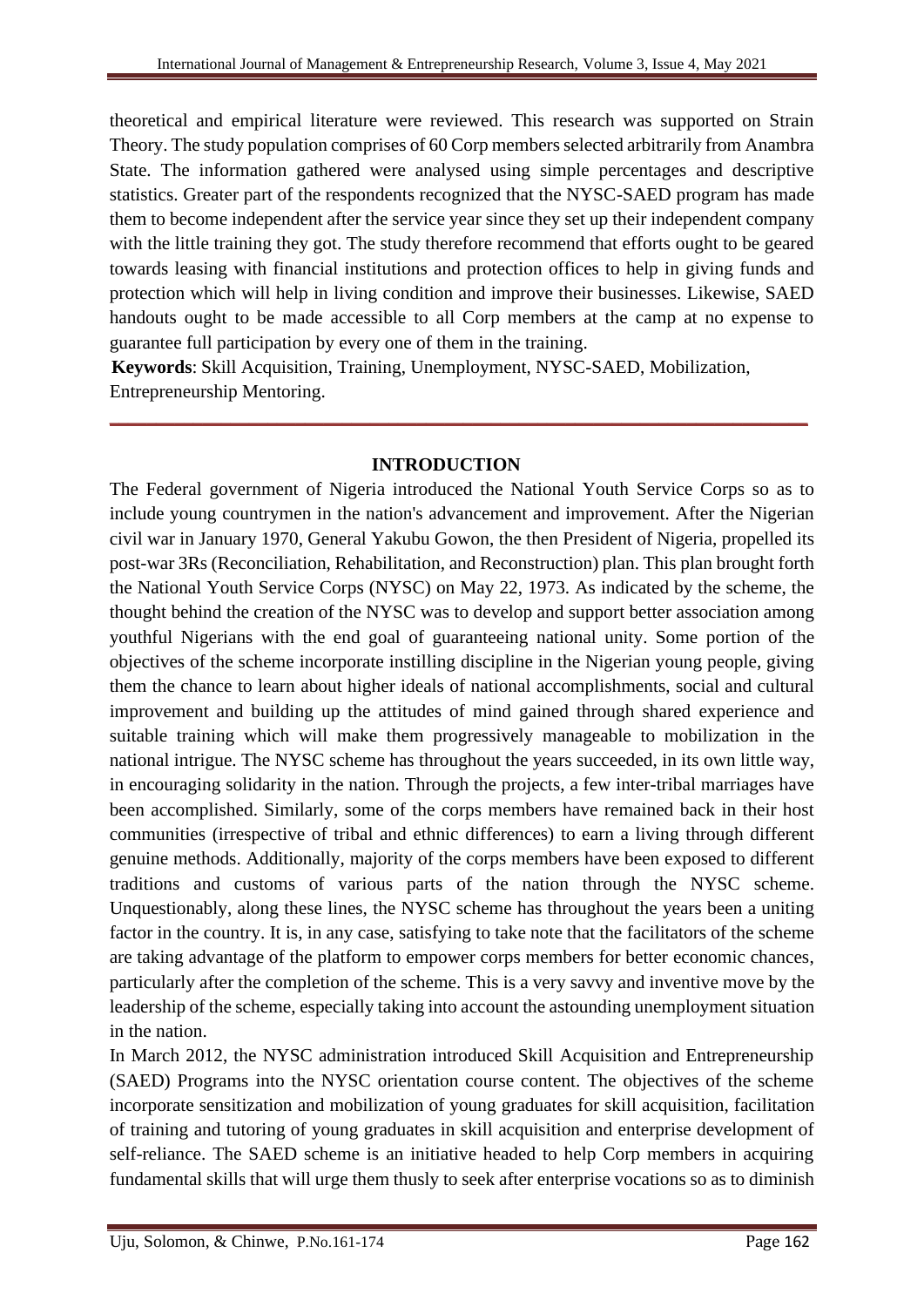theoretical and empirical literature were reviewed. This research was supported on Strain Theory. The study population comprises of 60 Corp members selected arbitrarily from Anambra State. The information gathered were analysed using simple percentages and descriptive statistics. Greater part of the respondents recognized that the NYSC-SAED program has made them to become independent after the service year since they set up their independent company with the little training they got. The study therefore recommend that efforts ought to be geared towards leasing with financial institutions and protection offices to help in giving funds and protection which will help in living condition and improve their businesses. Likewise, SAED handouts ought to be made accessible to all Corp members at the camp at no expense to guarantee full participation by every one of them in the training.

**Keywords**: Skill Acquisition, Training, Unemployment, NYSC-SAED, Mobilization, Entrepreneurship Mentoring.

## INTRODUCTION

The Federal government of Nigeria introduced the National Youth Service Corps so as to include young countrymen in the nation's advancement and improvement. After the Nigerian civil war in January 1970, General Yakubu Gowon, the then President of Nigeria, propelled its post-war 3Rs (Reconciliation, Rehabilitation, and Reconstruction) plan. This plan brought forth the National Youth Service Corps (NYSC) on May 22, 1973. As indicated by the scheme, the thought behind the creation of the NYSC was to develop and support better association among youthful Nigerians with the end goal of guaranteeing national unity. Some portion of the objectives of the scheme incorporate instilling discipline in the Nigerian young people, giving them the chance to learn about higher ideals of national accomplishments, social and cultural improvement and building up the attitudes of mind gained through shared experience and suitable training which will make them progressively manageable to mobilization in the national intrigue. The NYSC scheme has throughout the years succeeded, in its own little way, in encouraging solidarity in the nation. Through the projects, a few inter-tribal marriages have been accomplished. Similarly, some of the corps members have remained back in their host communities (irrespective of tribal and ethnic differences) to earn a living through different genuine methods. Additionally, majority of the corps members have been exposed to different traditions and customs of various parts of the nation through the NYSC scheme. Unquestionably, along these lines, the NYSC scheme has throughout the years been a uniting factor in the country. It is, in any case, satisfying to take note that the facilitators of the scheme are taking advantage of the platform to empower corps members for better economic chances, particularly after the completion of the scheme. This is a very savvy and inventive move by the leadership of the scheme, especially taking into account the astounding unemployment situation in the nation.

In March 2012, the NYSC administration introduced Skill Acquisition and Entrepreneurship (SAED) Programs into the NYSC orientation course content. The objectives of the scheme incorporate sensitization and mobilization of young graduates for skill acquisition, facilitation of training and tutoring of young graduates in skill acquisition and enterprise development of self-reliance. The SAED scheme is an initiative headed to help Corp members in acquiring fundamental skills that will urge them thusly to seek after enterprise vocations so as to diminish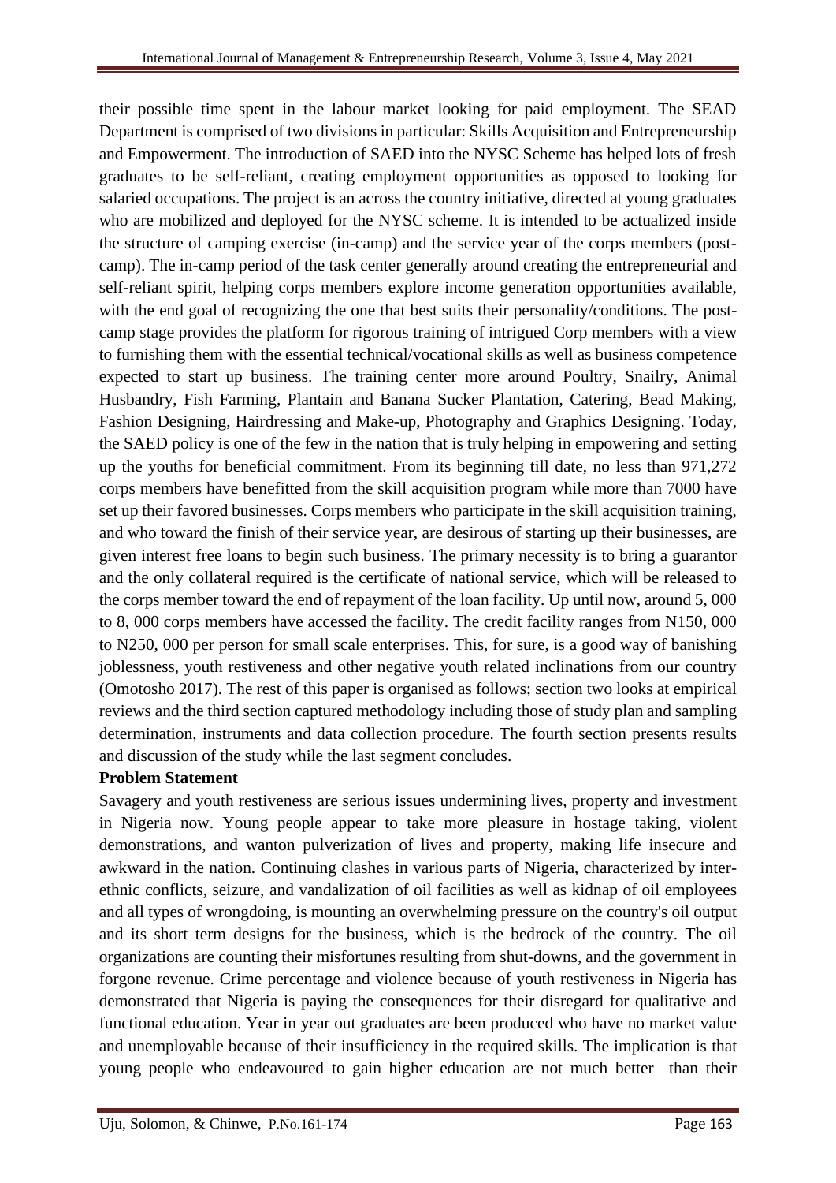their possible time spent in the labour market looking for paid employment. The SEAD Department is comprised of two divisions in particular: Skills Acquisition and Entrepreneurship and Empowerment. The introduction of SAED into the NYSC Scheme has helped lots of fresh graduates to be self-reliant, creating employment opportunities as opposed to looking for salaried occupations. The project is an across the country initiative, directed at young graduates who are mobilized and deployed for the NYSC scheme. It is intended to be actualized inside the structure of camping exercise (in-camp) and the service year of the corps members (post-camp). The in-camp period of the task center generally around creating the entrepreneurial and self-reliant spirit, helping corps members explore income generation opportunities available, with the end goal of recognizing the one that best suits their personality/conditions. The post-camp stage provides the platform for rigorous training of intrigued Corp members with a view to furnishing them with the essential technical/vocational skills as well as business competence expected to start up business. The training center more around Poultry, Snailry, Animal Husbandry, Fish Farming, Plantain and Banana Sucker Plantation, Catering, Bead Making, Fashion Designing, Hairdressing and Make-up, Photography and Graphics Designing. Today, the SAED policy is one of the few in the nation that is truly helping in empowering and setting up the youths for beneficial commitment. From its beginning till date, no less than 971,272 corps members have benefitted from the skill acquisition program while more than 7000 have set up their favored businesses. Corps members who participate in the skill acquisition training, and who toward the finish of their service year, are desirous of starting up their businesses, are given interest free loans to begin such business. The primary necessity is to bring a guarantor and the only collateral required is the certificate of national service, which will be released to the corps member toward the end of repayment of the loan facility. Up until now, around 5, 000 to 8, 000 corps members have accessed the facility. The credit facility ranges from N150, 000 to N250, 000 per person for small scale enterprises. This, for sure, is a good way of banishing joblessness, youth restiveness and other negative youth related inclinations from our country (Omotosho 2017). The rest of this paper is organised as follows; section two looks at empirical reviews and the third section captured methodology including those of study plan and sampling determination, instruments and data collection procedure. The fourth section presents results and discussion of the study while the last segment concludes.

**Problem Statement**

Savagery and youth restiveness are serious issues undermining lives, property and investment in Nigeria now. Young people appear to take more pleasure in hostage taking, violent demonstrations, and wanton pulverization of lives and property, making life insecure and awkward in the nation. Continuing clashes in various parts of Nigeria, characterized by inter-ethnic conflicts, seizure, and vandalization of oil facilities as well as kidnap of oil employees and all types of wrongdoing, is mounting an overwhelming pressure on the country's oil output and its short term designs for the business, which is the bedrock of the country. The oil organizations are counting their misfortunes resulting from shut-downs, and the government in forgone revenue. Crime percentage and violence because of youth restiveness in Nigeria has demonstrated that Nigeria is paying the consequences for their disregard for qualitative and functional education. Year in year out graduates are been produced who have no market value and unemployable because of their insufficiency in the required skills. The implication is that young people who endeavoured to gain higher education are not much better than their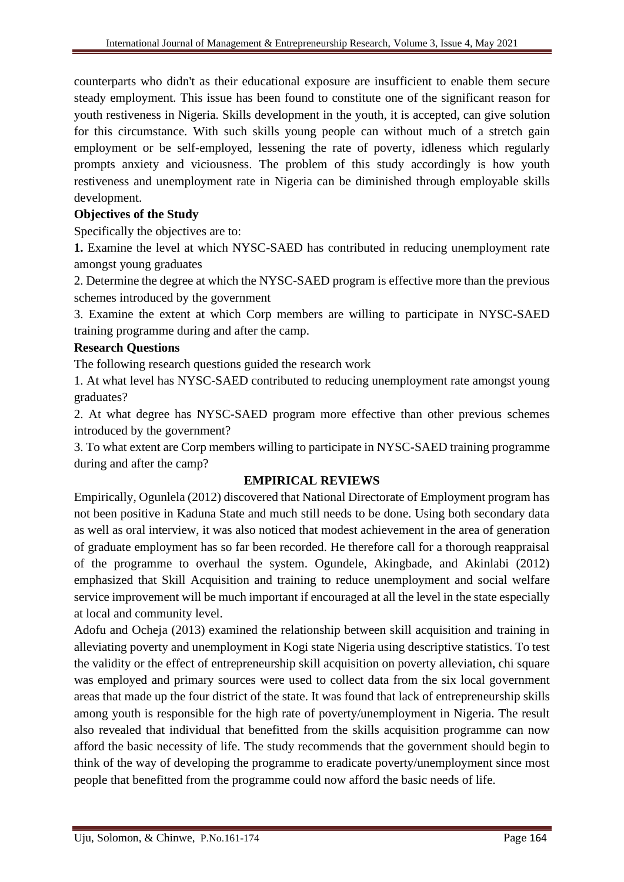counterparts who didn't as their educational exposure are insufficient to enable them secure steady employment. This issue has been found to constitute one of the significant reason for youth restiveness in Nigeria. Skills development in the youth, it is accepted, can give solution for this circumstance. With such skills young people can without much of a stretch gain employment or be self-employed, lessening the rate of poverty, idleness which regularly prompts anxiety and viciousness. The problem of this study accordingly is how youth restiveness and unemployment rate in Nigeria can be diminished through employable skills development.

**Objectives of the Study**

Specifically the objectives are to:

**1.** Examine the level at which NYSC-SAED has contributed in reducing unemployment rate amongst young graduates

2. Determine the degree at which the NYSC-SAED program is effective more than the previous schemes introduced by the government

3. Examine the extent at which Corp members are willing to participate in NYSC-SAED training programme during and after the camp.

**Research Questions**

The following research questions guided the research work

1. At what level has NYSC-SAED contributed to reducing unemployment rate amongst young graduates?

2. At what degree has NYSC-SAED program more effective than other previous schemes introduced by the government?

3. To what extent are Corp members willing to participate in NYSC-SAED training programme during and after the camp?

## EMPIRICAL REVIEWS

Empirically, Ogunlela (2012) discovered that National Directorate of Employment program has not been positive in Kaduna State and much still needs to be done. Using both secondary data as well as oral interview, it was also noticed that modest achievement in the area of generation of graduate employment has so far been recorded. He therefore call for a thorough reappraisal of the programme to overhaul the system. Ogundele, Akingbade, and Akinlabi (2012) emphasized that Skill Acquisition and training to reduce unemployment and social welfare service improvement will be much important if encouraged at all the level in the state especially at local and community level.

Adofu and Ocheja (2013) examined the relationship between skill acquisition and training in alleviating poverty and unemployment in Kogi state Nigeria using descriptive statistics. To test the validity or the effect of entrepreneurship skill acquisition on poverty alleviation, chi square was employed and primary sources were used to collect data from the six local government areas that made up the four district of the state. It was found that lack of entrepreneurship skills among youth is responsible for the high rate of poverty/unemployment in Nigeria. The result also revealed that individual that benefitted from the skills acquisition programme can now afford the basic necessity of life. The study recommends that the government should begin to think of the way of developing the programme to eradicate poverty/unemployment since most people that benefitted from the programme could now afford the basic needs of life.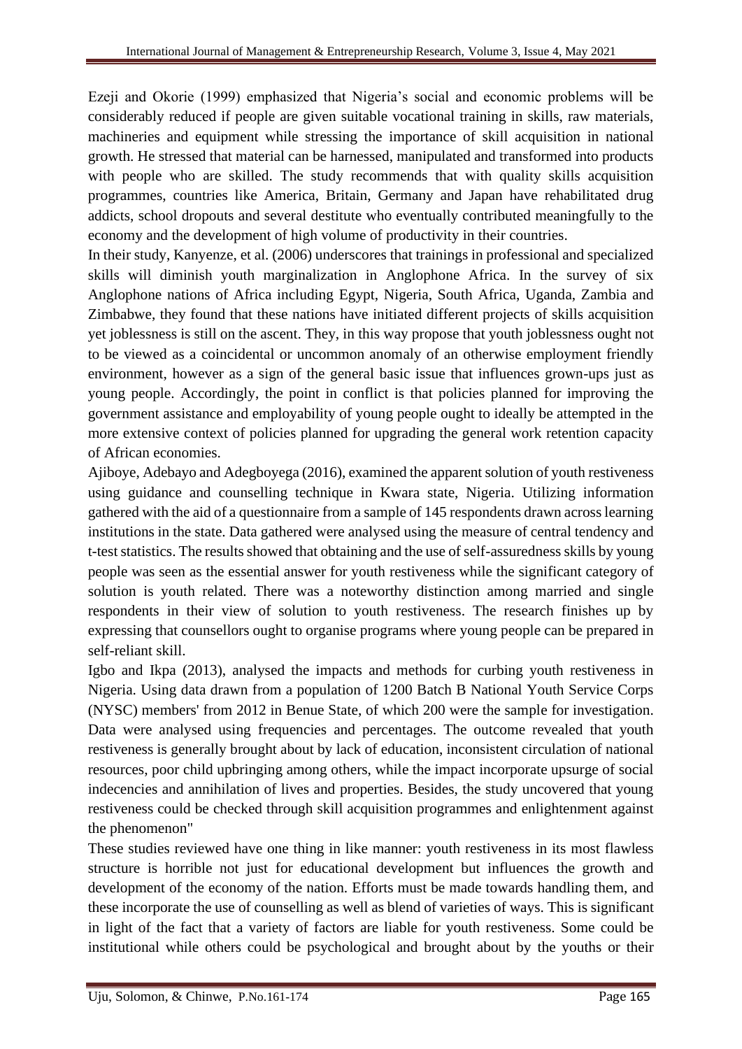Ezeji and Okorie (1999) emphasized that Nigeria's social and economic problems will be considerably reduced if people are given suitable vocational training in skills, raw materials, machineries and equipment while stressing the importance of skill acquisition in national growth. He stressed that material can be harnessed, manipulated and transformed into products with people who are skilled. The study recommends that with quality skills acquisition programmes, countries like America, Britain, Germany and Japan have rehabilitated drug addicts, school dropouts and several destitute who eventually contributed meaningfully to the economy and the development of high volume of productivity in their countries.

In their study, Kanyenze, et al. (2006) underscores that trainings in professional and specialized skills will diminish youth marginalization in Anglophone Africa. In the survey of six Anglophone nations of Africa including Egypt, Nigeria, South Africa, Uganda, Zambia and Zimbabwe, they found that these nations have initiated different projects of skills acquisition yet joblessness is still on the ascent. They, in this way propose that youth joblessness ought not to be viewed as a coincidental or uncommon anomaly of an otherwise employment friendly environment, however as a sign of the general basic issue that influences grown-ups just as young people. Accordingly, the point in conflict is that policies planned for improving the government assistance and employability of young people ought to ideally be attempted in the more extensive context of policies planned for upgrading the general work retention capacity of African economies.

Ajiboye, Adebayo and Adegboyega (2016), examined the apparent solution of youth restiveness using guidance and counselling technique in Kwara state, Nigeria. Utilizing information gathered with the aid of a questionnaire from a sample of 145 respondents drawn across learning institutions in the state. Data gathered were analysed using the measure of central tendency and t-test statistics. The results showed that obtaining and the use of self-assuredness skills by young people was seen as the essential answer for youth restiveness while the significant category of solution is youth related. There was a noteworthy distinction among married and single respondents in their view of solution to youth restiveness. The research finishes up by expressing that counsellors ought to organise programs where young people can be prepared in self-reliant skill.

Igbo and Ikpa (2013), analysed the impacts and methods for curbing youth restiveness in Nigeria. Using data drawn from a population of 1200 Batch B National Youth Service Corps (NYSC) members' from 2012 in Benue State, of which 200 were the sample for investigation. Data were analysed using frequencies and percentages. The outcome revealed that youth restiveness is generally brought about by lack of education, inconsistent circulation of national resources, poor child upbringing among others, while the impact incorporate upsurge of social indecencies and annihilation of lives and properties. Besides, the study uncovered that young restiveness could be checked through skill acquisition programmes and enlightenment against the phenomenon"

These studies reviewed have one thing in like manner: youth restiveness in its most flawless structure is horrible not just for educational development but influences the growth and development of the economy of the nation. Efforts must be made towards handling them, and these incorporate the use of counselling as well as blend of varieties of ways. This is significant in light of the fact that a variety of factors are liable for youth restiveness. Some could be institutional while others could be psychological and brought about by the youths or their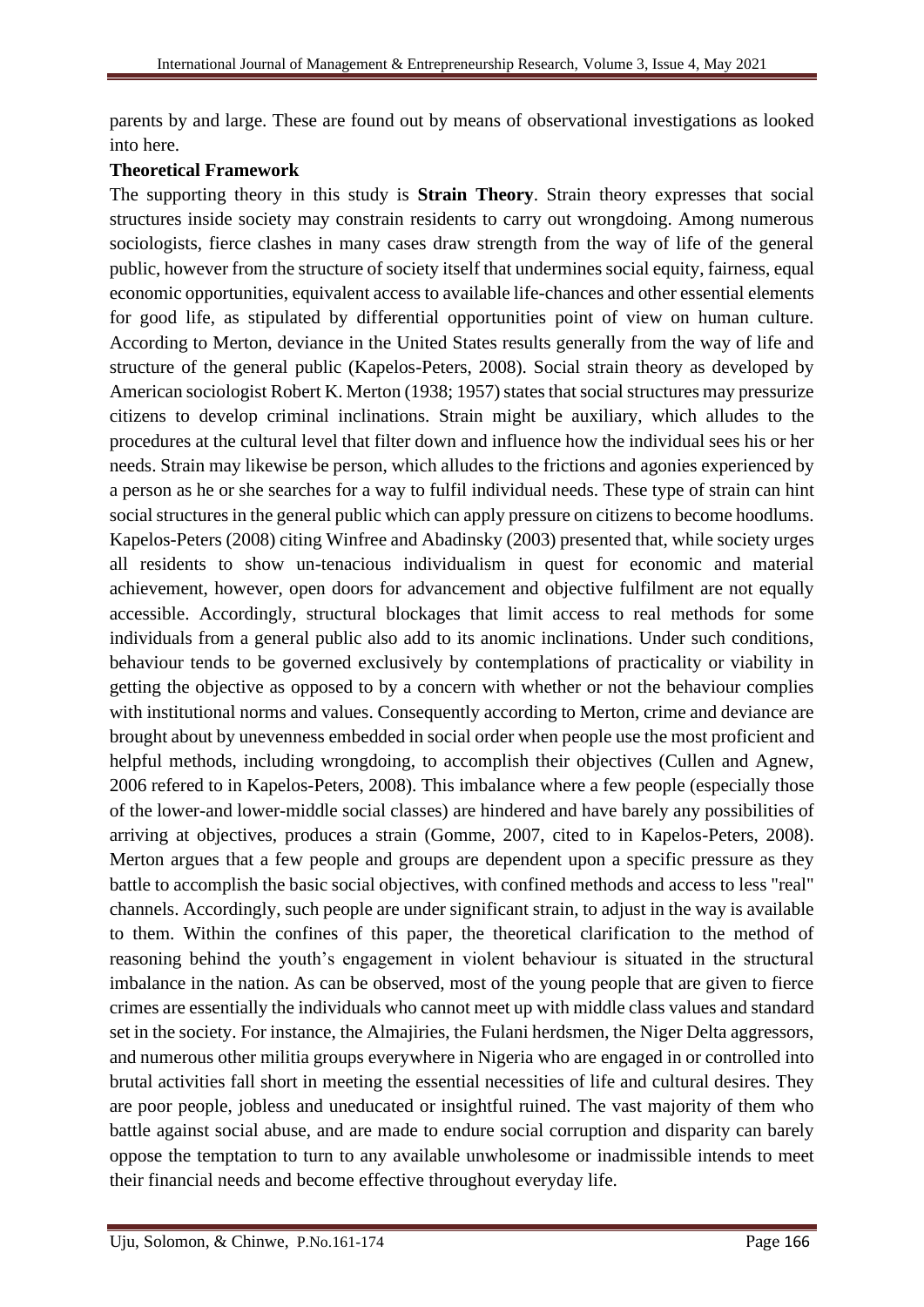parents by and large. These are found out by means of observational investigations as looked into here.

**Theoretical Framework**

The supporting theory in this study is **Strain Theory**. Strain theory expresses that social structures inside society may constrain residents to carry out wrongdoing. Among numerous sociologists, fierce clashes in many cases draw strength from the way of life of the general public, however from the structure of society itself that undermines social equity, fairness, equal economic opportunities, equivalent access to available life-chances and other essential elements for good life, as stipulated by differential opportunities point of view on human culture. According to Merton, deviance in the United States results generally from the way of life and structure of the general public (Kapelos-Peters, 2008). Social strain theory as developed by American sociologist Robert K. Merton (1938; 1957) states that social structures may pressurize citizens to develop criminal inclinations. Strain might be auxiliary, which alludes to the procedures at the cultural level that filter down and influence how the individual sees his or her needs. Strain may likewise be person, which alludes to the frictions and agonies experienced by a person as he or she searches for a way to fulfil individual needs. These type of strain can hint social structures in the general public which can apply pressure on citizens to become hoodlums. Kapelos-Peters (2008) citing Winfree and Abadinsky (2003) presented that, while society urges all residents to show un-tenacious individualism in quest for economic and material achievement, however, open doors for advancement and objective fulfilment are not equally accessible. Accordingly, structural blockages that limit access to real methods for some individuals from a general public also add to its anomic inclinations. Under such conditions, behaviour tends to be governed exclusively by contemplations of practicality or viability in getting the objective as opposed to by a concern with whether or not the behaviour complies with institutional norms and values. Consequently according to Merton, crime and deviance are brought about by unevenness embedded in social order when people use the most proficient and helpful methods, including wrongdoing, to accomplish their objectives (Cullen and Agnew, 2006 refered to in Kapelos-Peters, 2008). This imbalance where a few people (especially those of the lower-and lower-middle social classes) are hindered and have barely any possibilities of arriving at objectives, produces a strain (Gomme, 2007, cited to in Kapelos-Peters, 2008). Merton argues that a few people and groups are dependent upon a specific pressure as they battle to accomplish the basic social objectives, with confined methods and access to less "real" channels. Accordingly, such people are under significant strain, to adjust in the way is available to them. Within the confines of this paper, the theoretical clarification to the method of reasoning behind the youth's engagement in violent behaviour is situated in the structural imbalance in the nation. As can be observed, most of the young people that are given to fierce crimes are essentially the individuals who cannot meet up with middle class values and standard set in the society. For instance, the Almajiries, the Fulani herdsmen, the Niger Delta aggressors, and numerous other militia groups everywhere in Nigeria who are engaged in or controlled into brutal activities fall short in meeting the essential necessities of life and cultural desires. They are poor people, jobless and uneducated or insightful ruined. The vast majority of them who battle against social abuse, and are made to endure social corruption and disparity can barely oppose the temptation to turn to any available unwholesome or inadmissible intends to meet their financial needs and become effective throughout everyday life.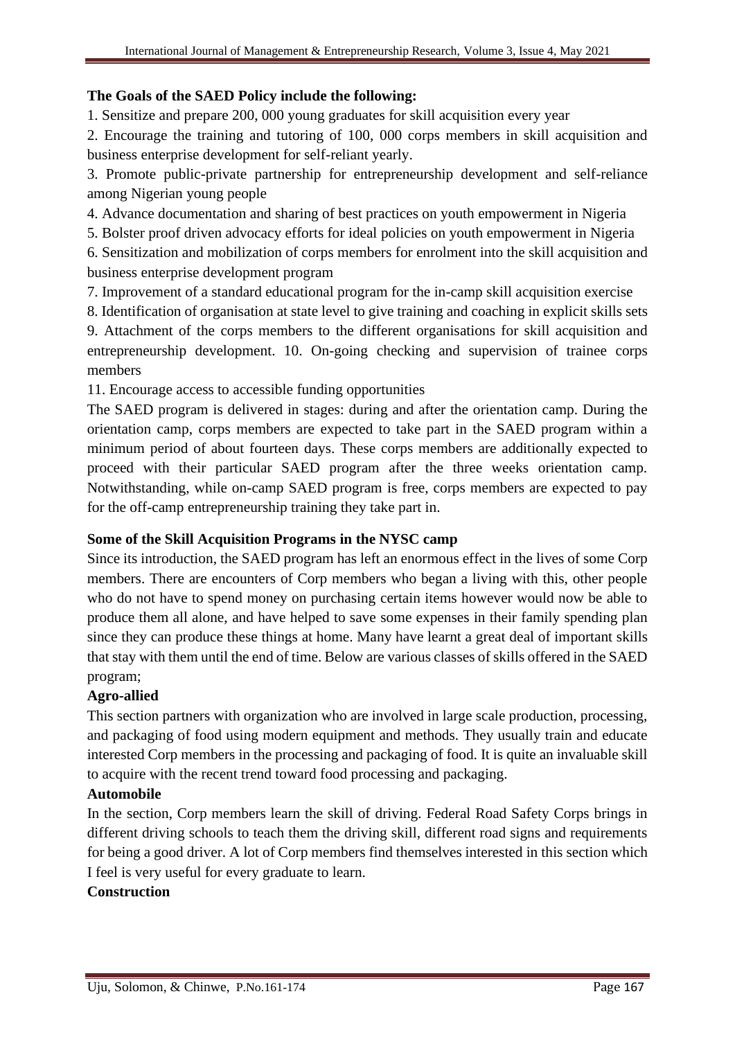**The Goals of the SAED Policy include the following:**

1. Sensitize and prepare 200, 000 young graduates for skill acquisition every year
2. Encourage the training and tutoring of 100, 000 corps members in skill acquisition and business enterprise development for self-reliant yearly.
3. Promote public-private partnership for entrepreneurship development and self-reliance among Nigerian young people
4. Advance documentation and sharing of best practices on youth empowerment in Nigeria
5. Bolster proof driven advocacy efforts for ideal policies on youth empowerment in Nigeria
6. Sensitization and mobilization of corps members for enrolment into the skill acquisition and business enterprise development program
7. Improvement of a standard educational program for the in-camp skill acquisition exercise
8. Identification of organisation at state level to give training and coaching in explicit skills sets
9. Attachment of the corps members to the different organisations for skill acquisition and entrepreneurship development. 10. On-going checking and supervision of trainee corps members
11. Encourage access to accessible funding opportunities

The SAED program is delivered in stages: during and after the orientation camp. During the orientation camp, corps members are expected to take part in the SAED program within a minimum period of about fourteen days. These corps members are additionally expected to proceed with their particular SAED program after the three weeks orientation camp. Notwithstanding, while on-camp SAED program is free, corps members are expected to pay for the off-camp entrepreneurship training they take part in.

**Some of the Skill Acquisition Programs in the NYSC camp**

Since its introduction, the SAED program has left an enormous effect in the lives of some Corp members. There are encounters of Corp members who began a living with this, other people who do not have to spend money on purchasing certain items however would now be able to produce them all alone, and have helped to save some expenses in their family spending plan since they can produce these things at home. Many have learnt a great deal of important skills that stay with them until the end of time. Below are various classes of skills offered in the SAED program;

**Agro-allied**

This section partners with organization who are involved in large scale production, processing, and packaging of food using modern equipment and methods. They usually train and educate interested Corp members in the processing and packaging of food. It is quite an invaluable skill to acquire with the recent trend toward food processing and packaging.

**Automobile**

In the section, Corp members learn the skill of driving. Federal Road Safety Corps brings in different driving schools to teach them the driving skill, different road signs and requirements for being a good driver. A lot of Corp members find themselves interested in this section which I feel is very useful for every graduate to learn.

**Construction**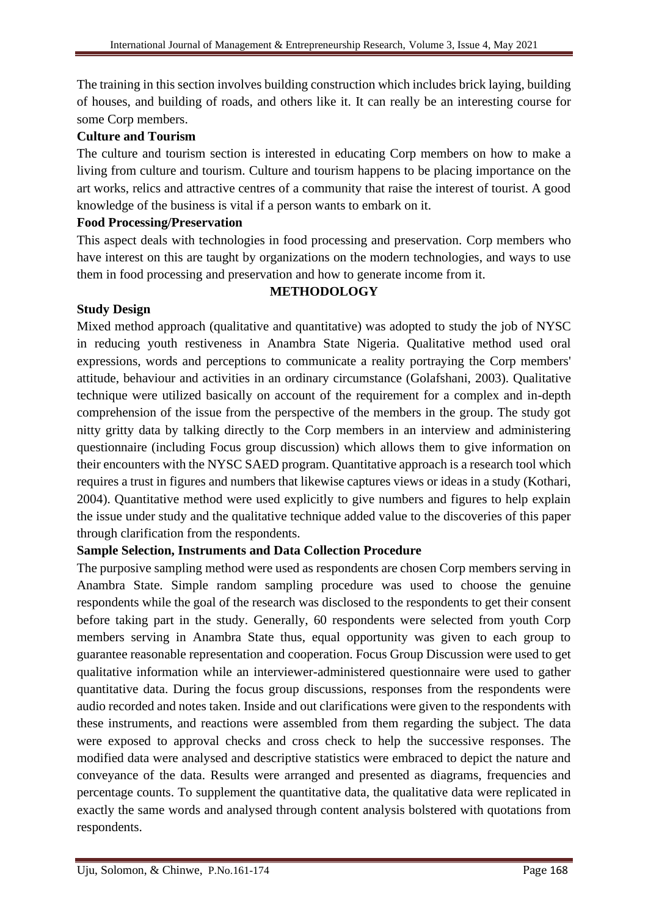The training in this section involves building construction which includes brick laying, building of houses, and building of roads, and others like it. It can really be an interesting course for some Corp members.

**Culture and Tourism**

The culture and tourism section is interested in educating Corp members on how to make a living from culture and tourism. Culture and tourism happens to be placing importance on the art works, relics and attractive centres of a community that raise the interest of tourist. A good knowledge of the business is vital if a person wants to embark on it.

**Food Processing/Preservation**

This aspect deals with technologies in food processing and preservation. Corp members who have interest on this are taught by organizations on the modern technologies, and ways to use them in food processing and preservation and how to generate income from it.

## METHODOLOGY

**Study Design**

Mixed method approach (qualitative and quantitative) was adopted to study the job of NYSC in reducing youth restiveness in Anambra State Nigeria. Qualitative method used oral expressions, words and perceptions to communicate a reality portraying the Corp members' attitude, behaviour and activities in an ordinary circumstance (Golafshani, 2003). Qualitative technique were utilized basically on account of the requirement for a complex and in-depth comprehension of the issue from the perspective of the members in the group. The study got nitty gritty data by talking directly to the Corp members in an interview and administering questionnaire (including Focus group discussion) which allows them to give information on their encounters with the NYSC SAED program. Quantitative approach is a research tool which requires a trust in figures and numbers that likewise captures views or ideas in a study (Kothari, 2004). Quantitative method were used explicitly to give numbers and figures to help explain the issue under study and the qualitative technique added value to the discoveries of this paper through clarification from the respondents.

**Sample Selection, Instruments and Data Collection Procedure**

The purposive sampling method were used as respondents are chosen Corp members serving in Anambra State. Simple random sampling procedure was used to choose the genuine respondents while the goal of the research was disclosed to the respondents to get their consent before taking part in the study. Generally, 60 respondents were selected from youth Corp members serving in Anambra State thus, equal opportunity was given to each group to guarantee reasonable representation and cooperation. Focus Group Discussion were used to get qualitative information while an interviewer-administered questionnaire were used to gather quantitative data. During the focus group discussions, responses from the respondents were audio recorded and notes taken. Inside and out clarifications were given to the respondents with these instruments, and reactions were assembled from them regarding the subject. The data were exposed to approval checks and cross check to help the successive responses. The modified data were analysed and descriptive statistics were embraced to depict the nature and conveyance of the data. Results were arranged and presented as diagrams, frequencies and percentage counts. To supplement the quantitative data, the qualitative data were replicated in exactly the same words and analysed through content analysis bolstered with quotations from respondents.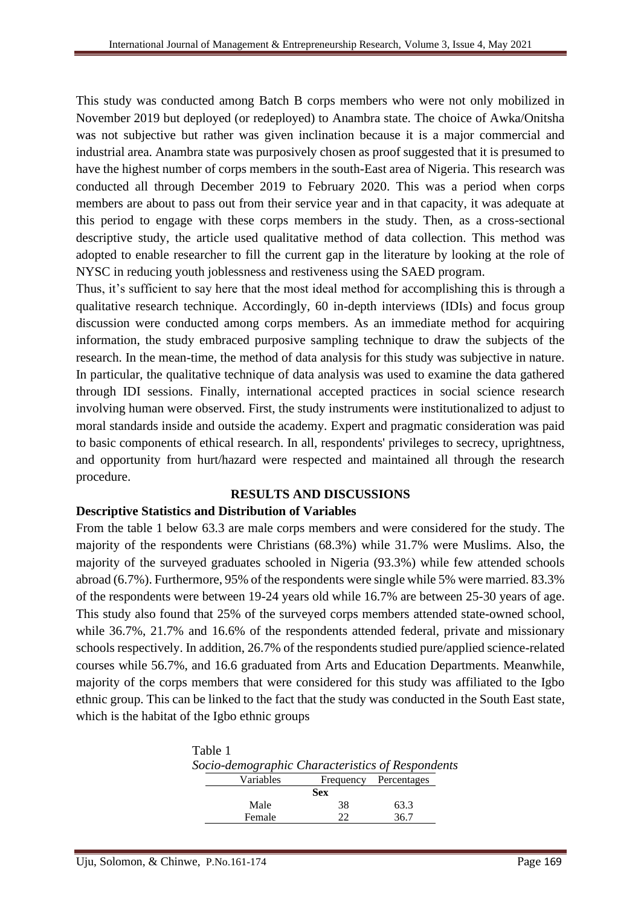This study was conducted among Batch B corps members who were not only mobilized in November 2019 but deployed (or redeployed) to Anambra state. The choice of Awka/Onitsha was not subjective but rather was given inclination because it is a major commercial and industrial area. Anambra state was purposively chosen as proof suggested that it is presumed to have the highest number of corps members in the south-East area of Nigeria. This research was conducted all through December 2019 to February 2020. This was a period when corps members are about to pass out from their service year and in that capacity, it was adequate at this period to engage with these corps members in the study. Then, as a cross-sectional descriptive study, the article used qualitative method of data collection. This method was adopted to enable researcher to fill the current gap in the literature by looking at the role of NYSC in reducing youth joblessness and restiveness using the SAED program.

Thus, it's sufficient to say here that the most ideal method for accomplishing this is through a qualitative research technique. Accordingly, 60 in-depth interviews (IDIs) and focus group discussion were conducted among corps members. As an immediate method for acquiring information, the study embraced purposive sampling technique to draw the subjects of the research. In the mean-time, the method of data analysis for this study was subjective in nature. In particular, the qualitative technique of data analysis was used to examine the data gathered through IDI sessions. Finally, international accepted practices in social science research involving human were observed. First, the study instruments were institutionalized to adjust to moral standards inside and outside the academy. Expert and pragmatic consideration was paid to basic components of ethical research. In all, respondents' privileges to secrecy, uprightness, and opportunity from hurt/hazard were respected and maintained all through the research procedure.

## RESULTS AND DISCUSSIONS

### Descriptive Statistics and Distribution of Variables

From the table 1 below 63.3 are male corps members and were considered for the study. The majority of the respondents were Christians (68.3%) while 31.7% were Muslims. Also, the majority of the surveyed graduates schooled in Nigeria (93.3%) while few attended schools abroad (6.7%). Furthermore, 95% of the respondents were single while 5% were married. 83.3% of the respondents were between 19-24 years old while 16.7% are between 25-30 years of age. This study also found that 25% of the surveyed corps members attended state-owned school, while 36.7%, 21.7% and 16.6% of the respondents attended federal, private and missionary schools respectively. In addition, 26.7% of the respondents studied pure/applied science-related courses while 56.7%, and 16.6 graduated from Arts and Education Departments. Meanwhile, majority of the corps members that were considered for this study was affiliated to the Igbo ethnic group. This can be linked to the fact that the study was conducted in the South East state, which is the habitat of the Igbo ethnic groups

Table 1
*Socio-demographic Characteristics of Respondents*

| Variables | Frequency | Percentages |
|---|---|---|
| **Sex** | | |
| Male | 38 | 63.3 |
| Female | 22 | 36.7 |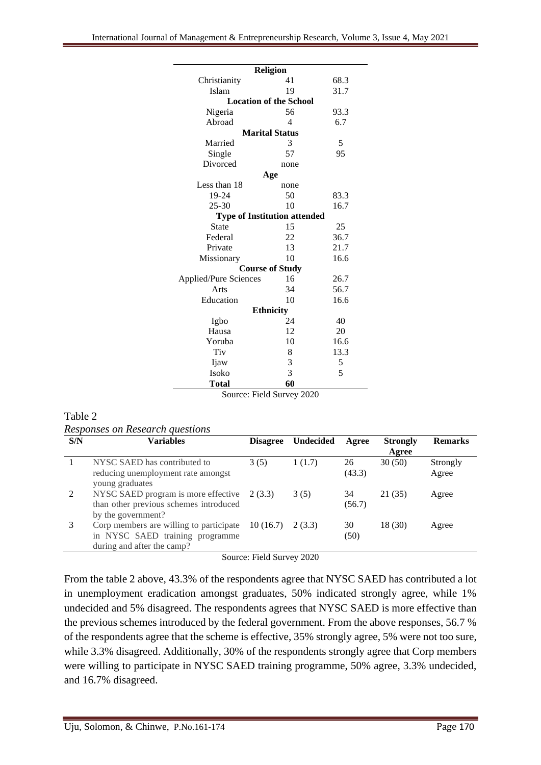| | | |
|---|---|---|
| **Religion** | | |
| Christianity | 41 | 68.3 |
| Islam | 19 | 31.7 |
| **Location of the School** | | |
| Nigeria | 56 | 93.3 |
| Abroad | 4 | 6.7 |
| **Marital Status** | | |
| Married | 3 | 5 |
| Single | 57 | 95 |
| Divorced | none | |
| **Age** | | |
| Less than 18 | none | |
| 19-24 | 50 | 83.3 |
| 25-30 | 10 | 16.7 |
| **Type of Institution attended** | | |
| State | 15 | 25 |
| Federal | 22 | 36.7 |
| Private | 13 | 21.7 |
| Missionary | 10 | 16.6 |
| **Course of Study** | | |
| Applied/Pure Sciences | 16 | 26.7 |
| Arts | 34 | 56.7 |
| Education | 10 | 16.6 |
| **Ethnicity** | | |
| Igbo | 24 | 40 |
| Hausa | 12 | 20 |
| Yoruba | 10 | 16.6 |
| Tiv | 8 | 13.3 |
| Ijaw | 3 | 5 |
| Isoko | 3 | 5 |
| **Total** | **60** | |

Source: Field Survey 2020

Table 2

*Responses on Research questions*

| S/N | Variables | Disagree | Undecided | Agree | Strongly Agree | Remarks |
|---|---|---|---|---|---|---|
| 1 | NYSC SAED has contributed to reducing unemployment rate amongst young graduates | 3 (5) | 1 (1.7) | 26 (43.3) | 30 (50) | Strongly Agree |
| 2 | NYSC SAED program is more effective than other previous schemes introduced by the government? | 2 (3.3) | 3 (5) | 34 (56.7) | 21 (35) | Agree |
| 3 | Corp members are willing to participate in NYSC SAED training programme during and after the camp? | 10 (16.7) | 2 (3.3) | 30 (50) | 18 (30) | Agree |

Source: Field Survey 2020

From the table 2 above, 43.3% of the respondents agree that NYSC SAED has contributed a lot in unemployment eradication amongst graduates, 50% indicated strongly agree, while 1% undecided and 5% disagreed. The respondents agrees that NYSC SAED is more effective than the previous schemes introduced by the federal government. From the above responses, 56.7 % of the respondents agree that the scheme is effective, 35% strongly agree, 5% were not too sure, while 3.3% disagreed. Additionally, 30% of the respondents strongly agree that Corp members were willing to participate in NYSC SAED training programme, 50% agree, 3.3% undecided, and 16.7% disagreed.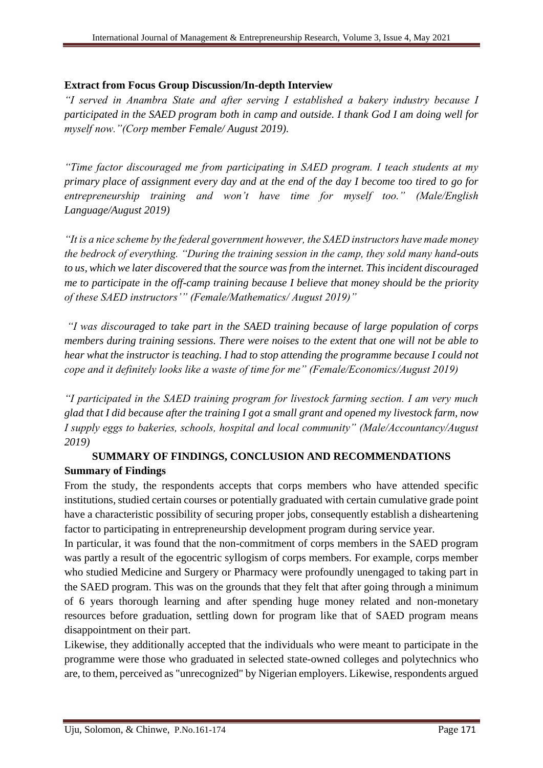**Extract from Focus Group Discussion/In-depth Interview**

*"I served in Anambra State and after serving I established a bakery industry because I participated in the SAED program both in camp and outside. I thank God I am doing well for myself now."(Corp member Female/ August 2019).*

*"Time factor discouraged me from participating in SAED program. I teach students at my primary place of assignment every day and at the end of the day I become too tired to go for entrepreneurship training and won't have time for myself too." (Male/English Language/August 2019)*

*"It is a nice scheme by the federal government however, the SAED instructors have made money the bedrock of everything. "During the training session in the camp, they sold many hand-outs to us, which we later discovered that the source was from the internet. This incident discouraged me to participate in the off-camp training because I believe that money should be the priority of these SAED instructors'" (Female/Mathematics/ August 2019)"*

*"I was discouraged to take part in the SAED training because of large population of corps members during training sessions. There were noises to the extent that one will not be able to hear what the instructor is teaching. I had to stop attending the programme because I could not cope and it definitely looks like a waste of time for me" (Female/Economics/August 2019)*

*"I participated in the SAED training program for livestock farming section. I am very much glad that I did because after the training I got a small grant and opened my livestock farm, now I supply eggs to bakeries, schools, hospital and local community" (Male/Accountancy/August 2019)*

## SUMMARY OF FINDINGS, CONCLUSION AND RECOMMENDATIONS

### Summary of Findings

From the study, the respondents accepts that corps members who have attended specific institutions, studied certain courses or potentially graduated with certain cumulative grade point have a characteristic possibility of securing proper jobs, consequently establish a disheartening factor to participating in entrepreneurship development program during service year.

In particular, it was found that the non-commitment of corps members in the SAED program was partly a result of the egocentric syllogism of corps members. For example, corps member who studied Medicine and Surgery or Pharmacy were profoundly unengaged to taking part in the SAED program. This was on the grounds that they felt that after going through a minimum of 6 years thorough learning and after spending huge money related and non-monetary resources before graduation, settling down for program like that of SAED program means disappointment on their part.

Likewise, they additionally accepted that the individuals who were meant to participate in the programme were those who graduated in selected state-owned colleges and polytechnics who are, to them, perceived as "unrecognized" by Nigerian employers. Likewise, respondents argued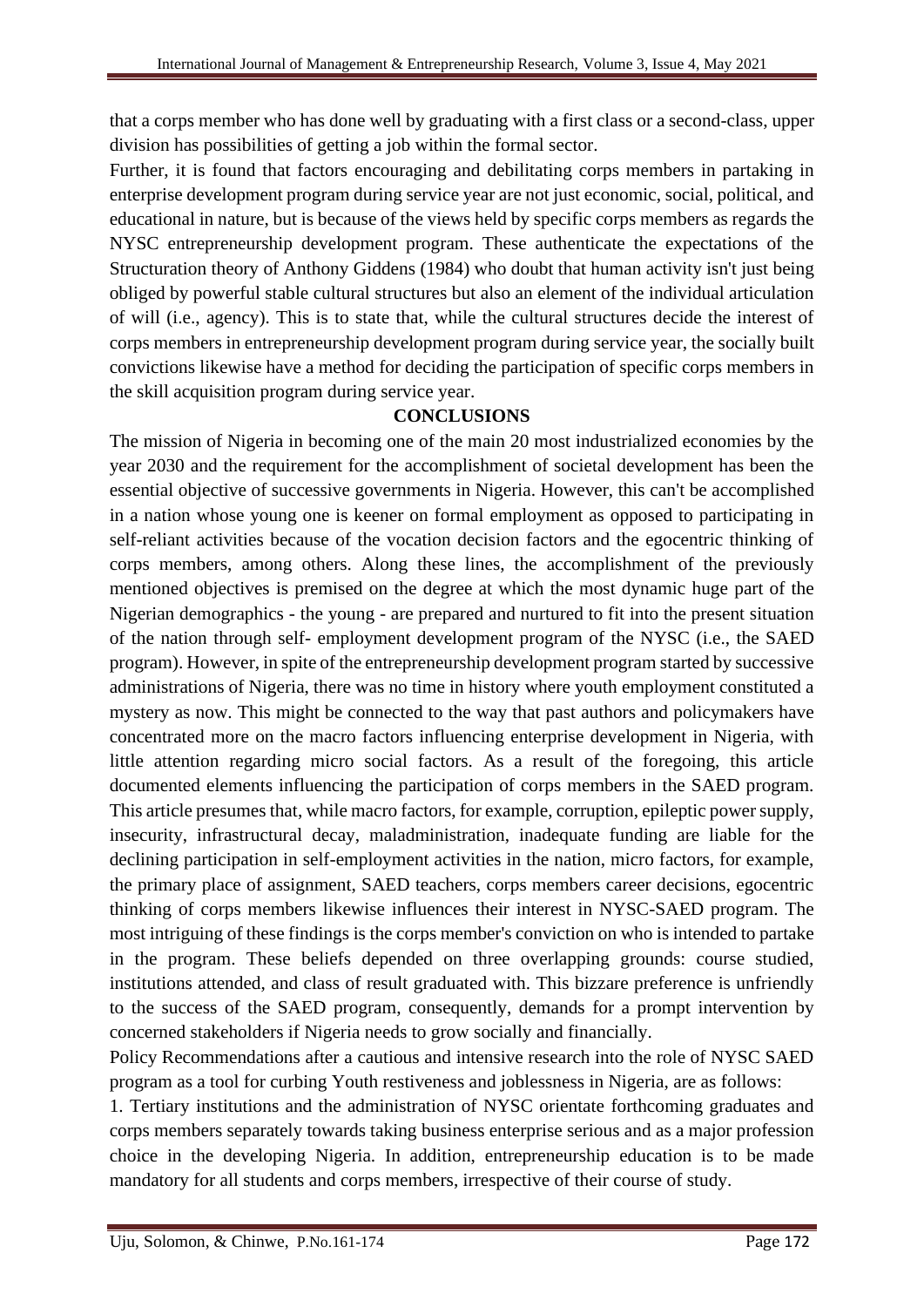that a corps member who has done well by graduating with a first class or a second-class, upper division has possibilities of getting a job within the formal sector.

Further, it is found that factors encouraging and debilitating corps members in partaking in enterprise development program during service year are not just economic, social, political, and educational in nature, but is because of the views held by specific corps members as regards the NYSC entrepreneurship development program. These authenticate the expectations of the Structuration theory of Anthony Giddens (1984) who doubt that human activity isn't just being obliged by powerful stable cultural structures but also an element of the individual articulation of will (i.e., agency). This is to state that, while the cultural structures decide the interest of corps members in entrepreneurship development program during service year, the socially built convictions likewise have a method for deciding the participation of specific corps members in the skill acquisition program during service year.

## CONCLUSIONS

The mission of Nigeria in becoming one of the main 20 most industrialized economies by the year 2030 and the requirement for the accomplishment of societal development has been the essential objective of successive governments in Nigeria. However, this can't be accomplished in a nation whose young one is keener on formal employment as opposed to participating in self-reliant activities because of the vocation decision factors and the egocentric thinking of corps members, among others. Along these lines, the accomplishment of the previously mentioned objectives is premised on the degree at which the most dynamic huge part of the Nigerian demographics - the young - are prepared and nurtured to fit into the present situation of the nation through self- employment development program of the NYSC (i.e., the SAED program). However, in spite of the entrepreneurship development program started by successive administrations of Nigeria, there was no time in history where youth employment constituted a mystery as now. This might be connected to the way that past authors and policymakers have concentrated more on the macro factors influencing enterprise development in Nigeria, with little attention regarding micro social factors. As a result of the foregoing, this article documented elements influencing the participation of corps members in the SAED program. This article presumes that, while macro factors, for example, corruption, epileptic power supply, insecurity, infrastructural decay, maladministration, inadequate funding are liable for the declining participation in self-employment activities in the nation, micro factors, for example, the primary place of assignment, SAED teachers, corps members career decisions, egocentric thinking of corps members likewise influences their interest in NYSC-SAED program. The most intriguing of these findings is the corps member's conviction on who is intended to partake in the program. These beliefs depended on three overlapping grounds: course studied, institutions attended, and class of result graduated with. This bizzare preference is unfriendly to the success of the SAED program, consequently, demands for a prompt intervention by concerned stakeholders if Nigeria needs to grow socially and financially.

Policy Recommendations after a cautious and intensive research into the role of NYSC SAED program as a tool for curbing Youth restiveness and joblessness in Nigeria, are as follows:

1. Tertiary institutions and the administration of NYSC orientate forthcoming graduates and corps members separately towards taking business enterprise serious and as a major profession choice in the developing Nigeria. In addition, entrepreneurship education is to be made mandatory for all students and corps members, irrespective of their course of study.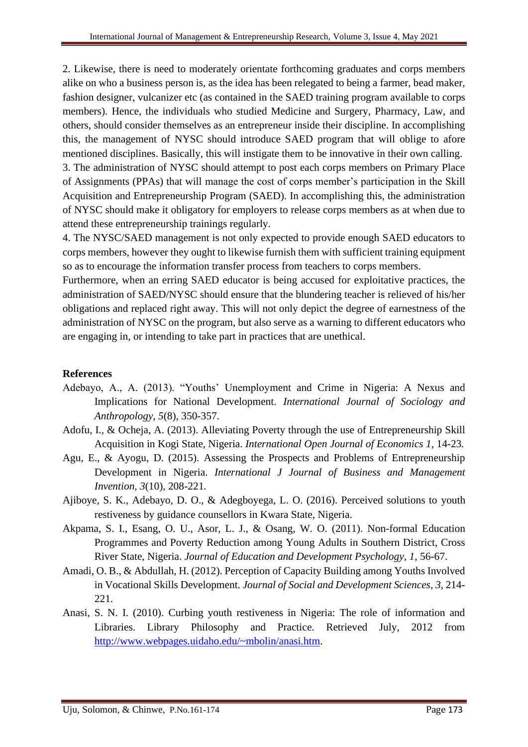2. Likewise, there is need to moderately orientate forthcoming graduates and corps members alike on who a business person is, as the idea has been relegated to being a farmer, bead maker, fashion designer, vulcanizer etc (as contained in the SAED training program available to corps members). Hence, the individuals who studied Medicine and Surgery, Pharmacy, Law, and others, should consider themselves as an entrepreneur inside their discipline. In accomplishing this, the management of NYSC should introduce SAED program that will oblige to afore mentioned disciplines. Basically, this will instigate them to be innovative in their own calling.

3. The administration of NYSC should attempt to post each corps members on Primary Place of Assignments (PPAs) that will manage the cost of corps member's participation in the Skill Acquisition and Entrepreneurship Program (SAED). In accomplishing this, the administration of NYSC should make it obligatory for employers to release corps members as at when due to attend these entrepreneurship trainings regularly.

4. The NYSC/SAED management is not only expected to provide enough SAED educators to corps members, however they ought to likewise furnish them with sufficient training equipment so as to encourage the information transfer process from teachers to corps members.

Furthermore, when an erring SAED educator is being accused for exploitative practices, the administration of SAED/NYSC should ensure that the blundering teacher is relieved of his/her obligations and replaced right away. This will not only depict the degree of earnestness of the administration of NYSC on the program, but also serve as a warning to different educators who are engaging in, or intending to take part in practices that are unethical.

## References

Adebayo, A., A. (2013). "Youths' Unemployment and Crime in Nigeria: A Nexus and Implications for National Development. *International Journal of Sociology and Anthropology, 5*(8), 350-357.

Adofu, I., & Ocheja, A. (2013). Alleviating Poverty through the use of Entrepreneurship Skill Acquisition in Kogi State, Nigeria. *International Open Journal of Economics 1*, 14-23.

Agu, E., & Ayogu, D. (2015). Assessing the Prospects and Problems of Entrepreneurship Development in Nigeria. *International J Journal of Business and Management Invention, 3*(10), 208-221.

Ajiboye, S. K., Adebayo, D. O., & Adegboyega, L. O. (2016). Perceived solutions to youth restiveness by guidance counsellors in Kwara State, Nigeria.

Akpama, S. I., Esang, O. U., Asor, L. J., & Osang, W. O. (2011). Non-formal Education Programmes and Poverty Reduction among Young Adults in Southern District, Cross River State, Nigeria. *Journal of Education and Development Psychology, 1*, 56-67.

Amadi, O. B., & Abdullah, H. (2012). Perception of Capacity Building among Youths Involved in Vocational Skills Development. *Journal of Social and Development Sciences, 3,* 214-221.

Anasi, S. N. I. (2010). Curbing youth restiveness in Nigeria: The role of information and Libraries. Library Philosophy and Practice. Retrieved July, 2012 from http://www.webpages.uidaho.edu/~mbolin/anasi.htm.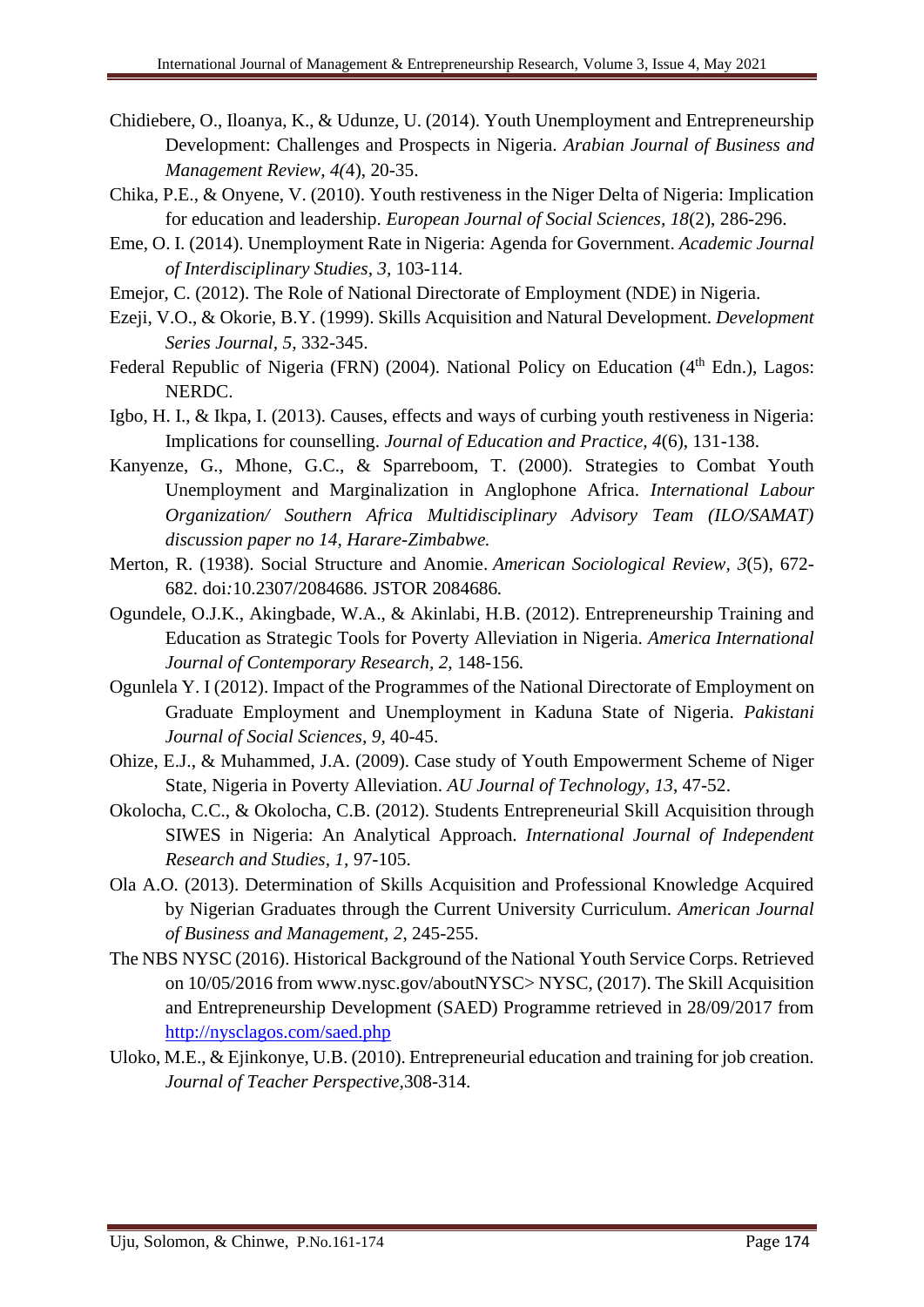Chidiebere, O., Iloanya, K., & Udunze, U. (2014). Youth Unemployment and Entrepreneurship Development: Challenges and Prospects in Nigeria. *Arabian Journal of Business and Management Review, 4(*4), 20-35.

Chika, P.E., & Onyene, V. (2010). Youth restiveness in the Niger Delta of Nigeria: Implication for education and leadership. *European Journal of Social Sciences, 18*(2), 286-296.

Eme, O. I. (2014). Unemployment Rate in Nigeria: Agenda for Government. *Academic Journal of Interdisciplinary Studies, 3,* 103-114.

Emejor, C. (2012). The Role of National Directorate of Employment (NDE) in Nigeria.

Ezeji, V.O., & Okorie, B.Y. (1999). Skills Acquisition and Natural Development. *Development Series Journal, 5,* 332-345.

Federal Republic of Nigeria (FRN) (2004). National Policy on Education (4th Edn.), Lagos: NERDC.

Igbo, H. I., & Ikpa, I. (2013). Causes, effects and ways of curbing youth restiveness in Nigeria: Implications for counselling. *Journal of Education and Practice, 4*(6), 131-138.

Kanyenze, G., Mhone, G.C., & Sparreboom, T. (2000). Strategies to Combat Youth Unemployment and Marginalization in Anglophone Africa. *International Labour Organization/ Southern Africa Multidisciplinary Advisory Team (ILO/SAMAT) discussion paper no 14, Harare-Zimbabwe.*

Merton, R. (1938). Social Structure and Anomie. *American Sociological Review, 3*(5), 672-682. doi:10.2307/2084686. JSTOR 2084686.

Ogundele, O.J.K., Akingbade, W.A., & Akinlabi, H.B. (2012). Entrepreneurship Training and Education as Strategic Tools for Poverty Alleviation in Nigeria. *America International Journal of Contemporary Research, 2,* 148-156.

Ogunlela Y. I (2012). Impact of the Programmes of the National Directorate of Employment on Graduate Employment and Unemployment in Kaduna State of Nigeria. *Pakistani Journal of Social Sciences, 9,* 40-45.

Ohize, E.J., & Muhammed, J.A. (2009). Case study of Youth Empowerment Scheme of Niger State, Nigeria in Poverty Alleviation. *AU Journal of Technology, 13*, 47-52.

Okolocha, C.C., & Okolocha, C.B. (2012). Students Entrepreneurial Skill Acquisition through SIWES in Nigeria: An Analytical Approach. *International Journal of Independent Research and Studies, 1,* 97-105.

Ola A.O. (2013). Determination of Skills Acquisition and Professional Knowledge Acquired by Nigerian Graduates through the Current University Curriculum. *American Journal of Business and Management, 2,* 245-255.

The NBS NYSC (2016). Historical Background of the National Youth Service Corps. Retrieved on 10/05/2016 from www.nysc.gov/aboutNYSC> NYSC, (2017). The Skill Acquisition and Entrepreneurship Development (SAED) Programme retrieved in 28/09/2017 from http://nysclagos.com/saed.php

Uloko, M.E., & Ejinkonye, U.B. (2010). Entrepreneurial education and training for job creation. *Journal of Teacher Perspective,*308-314.